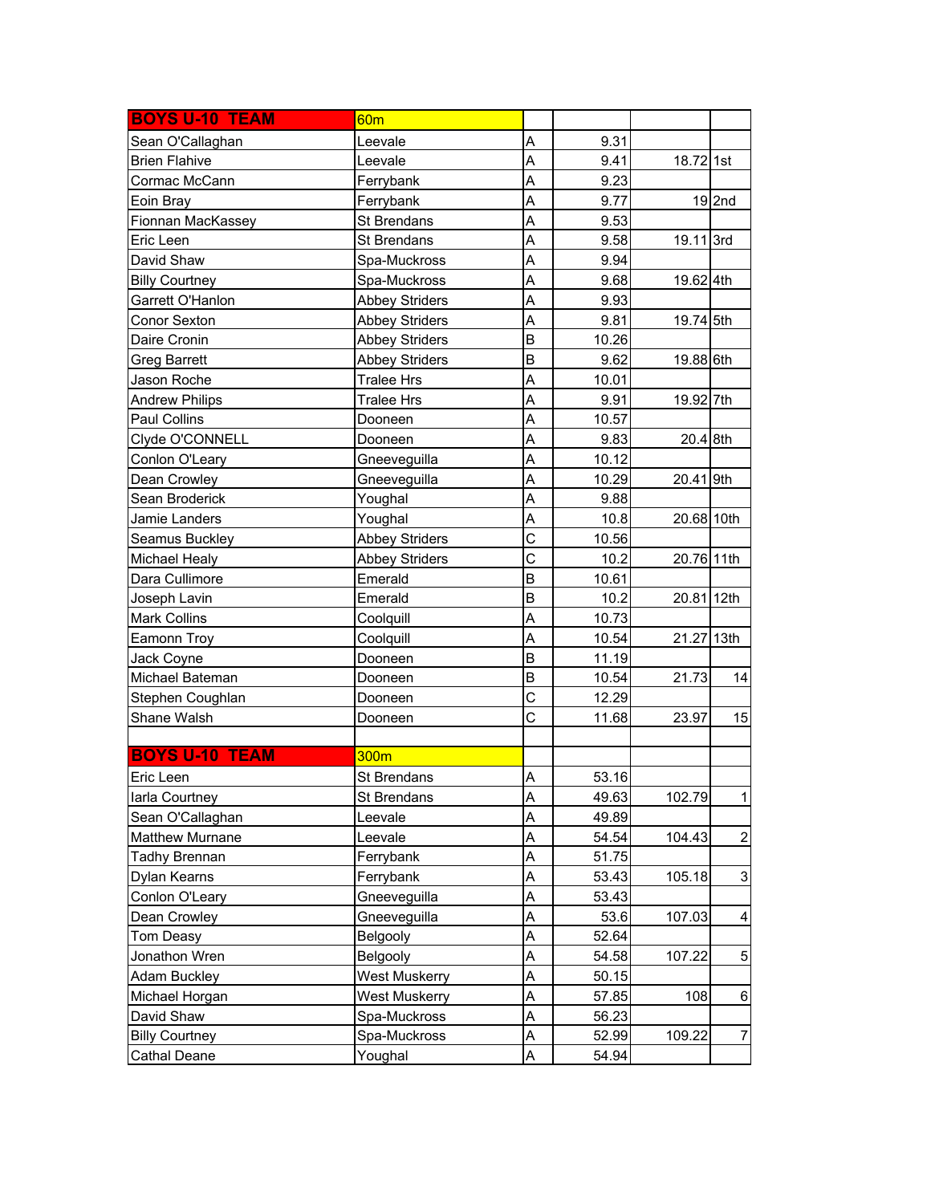| BOYS U-10 TEAM | 60m | | | | |
|---|---|---|---|---|---|
| Sean O'Callaghan | Leevale | A | 9.31 | | |
| Brien Flahive | Leevale | A | 9.41 | 18.72 | 1st |
| Cormac McCann | Ferrybank | A | 9.23 | | |
| Eoin Bray | Ferrybank | A | 9.77 | 19 | 2nd |
| Fionnan MacKassey | St Brendans | A | 9.53 | | |
| Eric Leen | St Brendans | A | 9.58 | 19.11 | 3rd |
| David Shaw | Spa-Muckross | A | 9.94 | | |
| Billy Courtney | Spa-Muckross | A | 9.68 | 19.62 | 4th |
| Garrett O'Hanlon | Abbey Striders | A | 9.93 | | |
| Conor Sexton | Abbey Striders | A | 9.81 | 19.74 | 5th |
| Daire Cronin | Abbey Striders | B | 10.26 | | |
| Greg Barrett | Abbey Striders | B | 9.62 | 19.88 | 6th |
| Jason Roche | Tralee Hrs | A | 10.01 | | |
| Andrew Philips | Tralee Hrs | A | 9.91 | 19.92 | 7th |
| Paul Collins | Dooneen | A | 10.57 | | |
| Clyde O'CONNELL | Dooneen | A | 9.83 | 20.4 | 8th |
| Conlon O'Leary | Gneeveguilla | A | 10.12 | | |
| Dean Crowley | Gneeveguilla | A | 10.29 | 20.41 | 9th |
| Sean Broderick | Youghal | A | 9.88 | | |
| Jamie Landers | Youghal | A | 10.8 | 20.68 | 10th |
| Seamus Buckley | Abbey Striders | C | 10.56 | | |
| Michael Healy | Abbey Striders | C | 10.2 | 20.76 | 11th |
| Dara Cullimore | Emerald | B | 10.61 | | |
| Joseph Lavin | Emerald | B | 10.2 | 20.81 | 12th |
| Mark Collins | Coolquill | A | 10.73 | | |
| Eamonn Troy | Coolquill | A | 10.54 | 21.27 | 13th |
| Jack Coyne | Dooneen | B | 11.19 | | |
| Michael Bateman | Dooneen | B | 10.54 | 21.73 | 14 |
| Stephen Coughlan | Dooneen | C | 12.29 | | |
| Shane Walsh | Dooneen | C | 11.68 | 23.97 | 15 |
| | | | | | |
| BOYS U-10 TEAM | 300m | | | | |
| Eric Leen | St Brendans | A | 53.16 | | |
| Iarla Courtney | St Brendans | A | 49.63 | 102.79 | 1 |
| Sean O'Callaghan | Leevale | A | 49.89 | | |
| Matthew Murnane | Leevale | A | 54.54 | 104.43 | 2 |
| Tadhy Brennan | Ferrybank | A | 51.75 | | |
| Dylan Kearns | Ferrybank | A | 53.43 | 105.18 | 3 |
| Conlon O'Leary | Gneeveguilla | A | 53.43 | | |
| Dean Crowley | Gneeveguilla | A | 53.6 | 107.03 | 4 |
| Tom Deasy | Belgooly | A | 52.64 | | |
| Jonathon Wren | Belgooly | A | 54.58 | 107.22 | 5 |
| Adam Buckley | West Muskerry | A | 50.15 | | |
| Michael Horgan | West Muskerry | A | 57.85 | 108 | 6 |
| David Shaw | Spa-Muckross | A | 56.23 | | |
| Billy Courtney | Spa-Muckross | A | 52.99 | 109.22 | 7 |
| Cathal Deane | Youghal | A | 54.94 | | |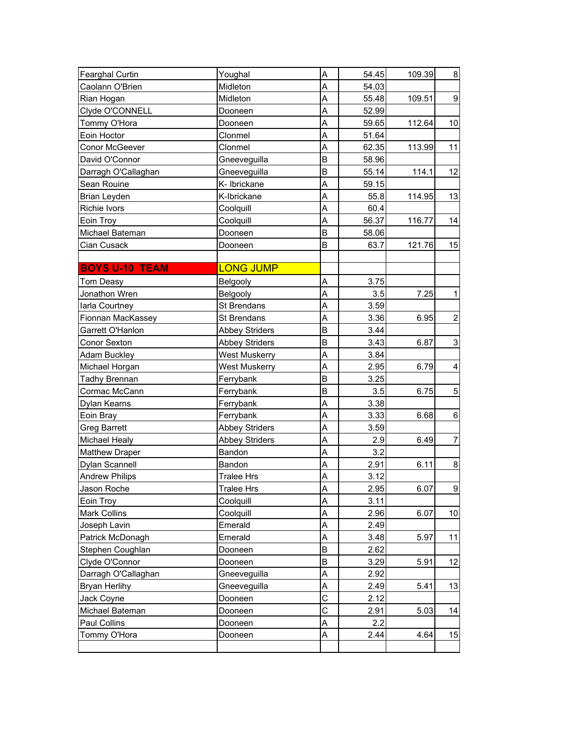| | | | | | |
|---|---|---|---|---|---|
| Fearghal Curtin | Youghal | A | 54.45 | 109.39 | 8 |
| Caolann O'Brien | Midleton | A | 54.03 | | |
| Rian Hogan | Midleton | A | 55.48 | 109.51 | 9 |
| Clyde O'CONNELL | Dooneen | A | 52.99 | | |
| Tommy O'Hora | Dooneen | A | 59.65 | 112.64 | 10 |
| Eoin Hoctor | Clonmel | A | 51.64 | | |
| Conor McGeever | Clonmel | A | 62.35 | 113.99 | 11 |
| David O'Connor | Gneeveguilla | B | 58.96 | | |
| Darragh O'Callaghan | Gneeveguilla | B | 55.14 | 114.1 | 12 |
| Sean Rouine | K- Ibrickane | A | 59.15 | | |
| Brian Leyden | K-Ibrickane | A | 55.8 | 114.95 | 13 |
| Richie Ivors | Coolquill | A | 60.4 | | |
| Eoin Troy | Coolquill | A | 56.37 | 116.77 | 14 |
| Michael Bateman | Dooneen | B | 58.06 | | |
| Cian Cusack | Dooneen | B | 63.7 | 121.76 | 15 |
| | | | | | |
| **BOYS U-10 TEAM** | LONG JUMP | | | | |
| Tom Deasy | Belgooly | A | 3.75 | | |
| Jonathon Wren | Belgooly | A | 3.5 | 7.25 | 1 |
| Iarla Courtney | St Brendans | A | 3.59 | | |
| Fionnan MacKassey | St Brendans | A | 3.36 | 6.95 | 2 |
| Garrett O'Hanlon | Abbey Striders | B | 3.44 | | |
| Conor Sexton | Abbey Striders | B | 3.43 | 6.87 | 3 |
| Adam Buckley | West Muskerry | A | 3.84 | | |
| Michael Horgan | West Muskerry | A | 2.95 | 6.79 | 4 |
| Tadhy Brennan | Ferrybank | B | 3.25 | | |
| Cormac McCann | Ferrybank | B | 3.5 | 6.75 | 5 |
| Dylan Kearns | Ferrybank | A | 3.38 | | |
| Eoin Bray | Ferrybank | A | 3.33 | 6.68 | 6 |
| Greg Barrett | Abbey Striders | A | 3.59 | | |
| Michael Healy | Abbey Striders | A | 2.9 | 6.49 | 7 |
| Matthew Draper | Bandon | A | 3.2 | | |
| Dylan Scannell | Bandon | A | 2.91 | 6.11 | 8 |
| Andrew Philips | Tralee Hrs | A | 3.12 | | |
| Jason Roche | Tralee Hrs | A | 2.95 | 6.07 | 9 |
| Eoin Troy | Coolquill | A | 3.11 | | |
| Mark Collins | Coolquill | A | 2.96 | 6.07 | 10 |
| Joseph Lavin | Emerald | A | 2.49 | | |
| Patrick McDonagh | Emerald | A | 3.48 | 5.97 | 11 |
| Stephen Coughlan | Dooneen | B | 2.62 | | |
| Clyde O'Connor | Dooneen | B | 3.29 | 5.91 | 12 |
| Darragh O'Callaghan | Gneeveguilla | A | 2.92 | | |
| Bryan Herlihy | Gneeveguilla | A | 2.49 | 5.41 | 13 |
| Jack Coyne | Dooneen | C | 2.12 | | |
| Michael Bateman | Dooneen | C | 2.91 | 5.03 | 14 |
| Paul Collins | Dooneen | A | 2.2 | | |
| Tommy O'Hora | Dooneen | A | 2.44 | 4.64 | 15 |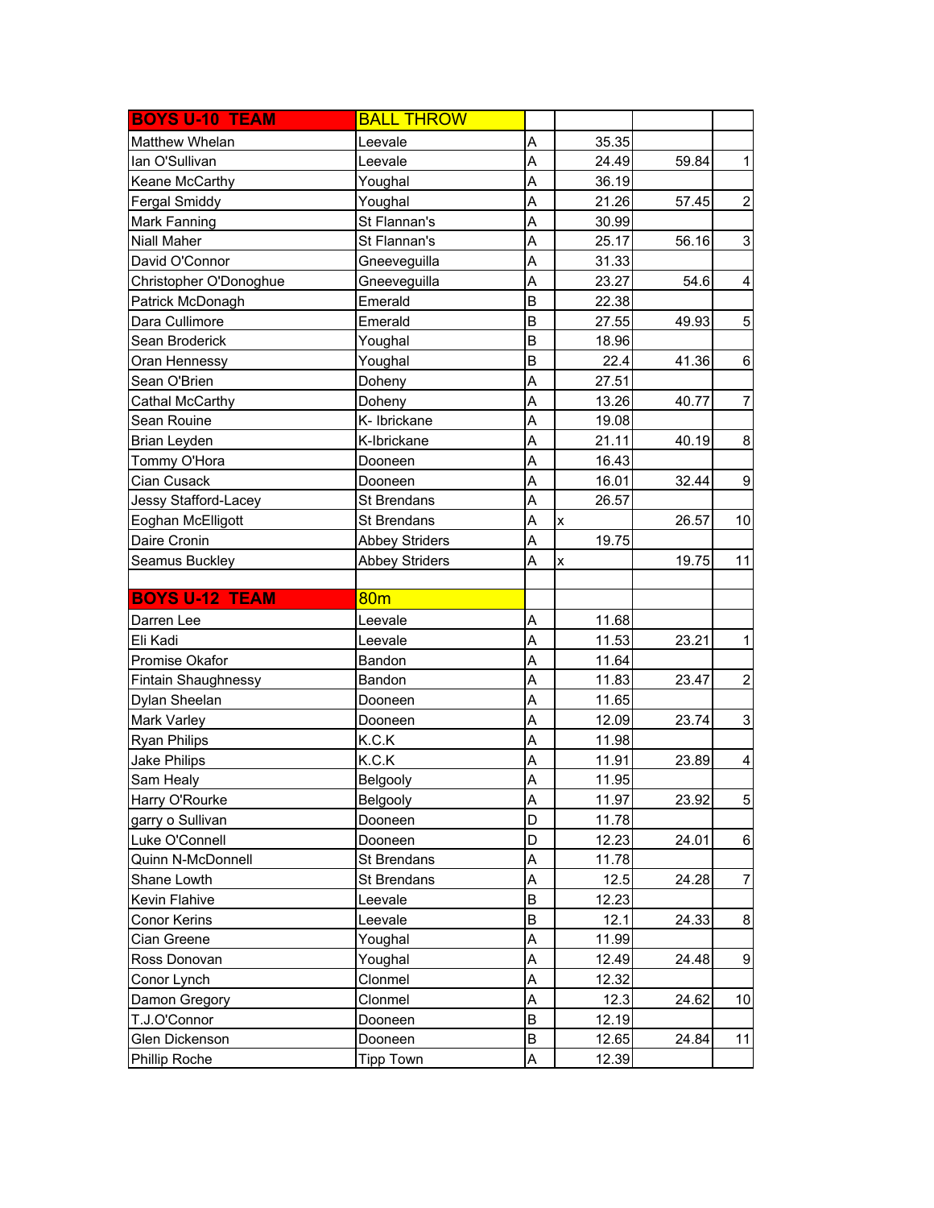| BOYS U-10 TEAM | BALL THROW | | | | |
|---|---|---|---|---|---|
| Matthew Whelan | Leevale | A | 35.35 | | |
| Ian O'Sullivan | Leevale | A | 24.49 | 59.84 | 1 |
| Keane McCarthy | Youghal | A | 36.19 | | |
| Fergal Smiddy | Youghal | A | 21.26 | 57.45 | 2 |
| Mark Fanning | St Flannan's | A | 30.99 | | |
| Niall Maher | St Flannan's | A | 25.17 | 56.16 | 3 |
| David O'Connor | Gneeveguilla | A | 31.33 | | |
| Christopher O'Donoghue | Gneeveguilla | A | 23.27 | 54.6 | 4 |
| Patrick McDonagh | Emerald | B | 22.38 | | |
| Dara Cullimore | Emerald | B | 27.55 | 49.93 | 5 |
| Sean Broderick | Youghal | B | 18.96 | | |
| Oran Hennessy | Youghal | B | 22.4 | 41.36 | 6 |
| Sean O'Brien | Doheny | A | 27.51 | | |
| Cathal McCarthy | Doheny | A | 13.26 | 40.77 | 7 |
| Sean Rouine | K- Ibrickane | A | 19.08 | | |
| Brian Leyden | K-Ibrickane | A | 21.11 | 40.19 | 8 |
| Tommy O'Hora | Dooneen | A | 16.43 | | |
| Cian Cusack | Dooneen | A | 16.01 | 32.44 | 9 |
| Jessy Stafford-Lacey | St Brendans | A | 26.57 | | |
| Eoghan McElligott | St Brendans | A | x | 26.57 | 10 |
| Daire Cronin | Abbey Striders | A | 19.75 | | |
| Seamus Buckley | Abbey Striders | A | x | 19.75 | 11 |
| | | | | | |
| **BOYS U-12 TEAM** | **80m** | | | | |
| Darren Lee | Leevale | A | 11.68 | | |
| Eli Kadi | Leevale | A | 11.53 | 23.21 | 1 |
| Promise Okafor | Bandon | A | 11.64 | | |
| Fintain Shaughnessy | Bandon | A | 11.83 | 23.47 | 2 |
| Dylan Sheelan | Dooneen | A | 11.65 | | |
| Mark Varley | Dooneen | A | 12.09 | 23.74 | 3 |
| Ryan Philips | K.C.K | A | 11.98 | | |
| Jake Philips | K.C.K | A | 11.91 | 23.89 | 4 |
| Sam Healy | Belgooly | A | 11.95 | | |
| Harry O'Rourke | Belgooly | A | 11.97 | 23.92 | 5 |
| garry o Sullivan | Dooneen | D | 11.78 | | |
| Luke O'Connell | Dooneen | D | 12.23 | 24.01 | 6 |
| Quinn N-McDonnell | St Brendans | A | 11.78 | | |
| Shane Lowth | St Brendans | A | 12.5 | 24.28 | 7 |
| Kevin Flahive | Leevale | B | 12.23 | | |
| Conor Kerins | Leevale | B | 12.1 | 24.33 | 8 |
| Cian Greene | Youghal | A | 11.99 | | |
| Ross Donovan | Youghal | A | 12.49 | 24.48 | 9 |
| Conor Lynch | Clonmel | A | 12.32 | | |
| Damon Gregory | Clonmel | A | 12.3 | 24.62 | 10 |
| T.J.O'Connor | Dooneen | B | 12.19 | | |
| Glen Dickenson | Dooneen | B | 12.65 | 24.84 | 11 |
| Phillip Roche | Tipp Town | A | 12.39 | | |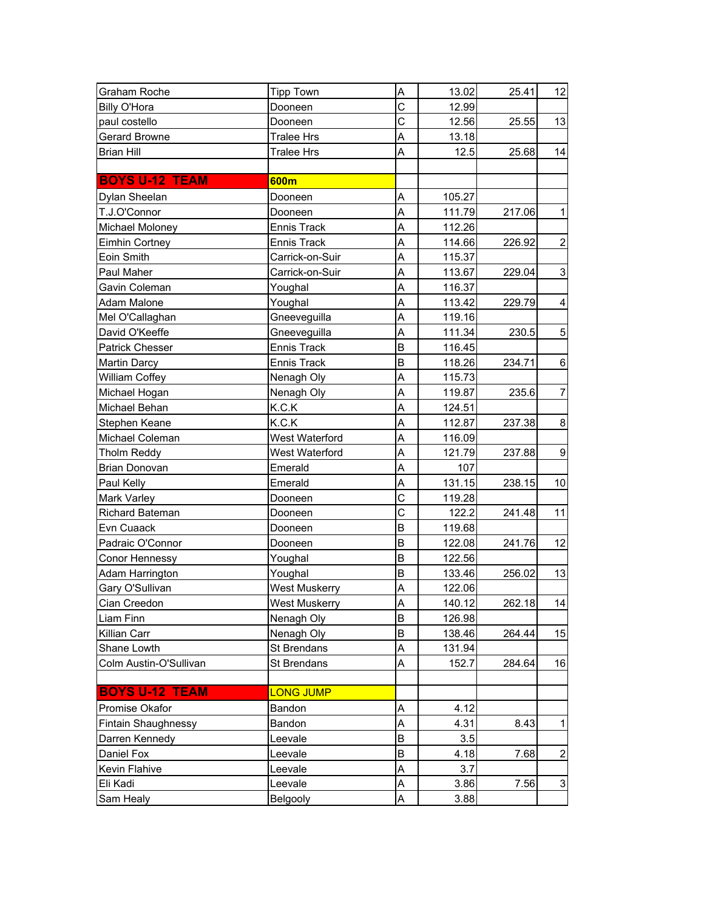| | | | | | |
|---|---|---|---|---|---|
| Graham Roche | Tipp Town | A | 13.02 | 25.41 | 12 |
| Billy O'Hora | Dooneen | C | 12.99 | | |
| paul costello | Dooneen | C | 12.56 | 25.55 | 13 |
| Gerard Browne | Tralee Hrs | A | 13.18 | | |
| Brian Hill | Tralee Hrs | A | 12.5 | 25.68 | 14 |
| | | | | | |
| **BOYS U-12 TEAM** | **600m** | | | | |
| Dylan Sheelan | Dooneen | A | 105.27 | | |
| T.J.O'Connor | Dooneen | A | 111.79 | 217.06 | 1 |
| Michael Moloney | Ennis Track | A | 112.26 | | |
| Eimhin Cortney | Ennis Track | A | 114.66 | 226.92 | 2 |
| Eoin Smith | Carrick-on-Suir | A | 115.37 | | |
| Paul Maher | Carrick-on-Suir | A | 113.67 | 229.04 | 3 |
| Gavin Coleman | Youghal | A | 116.37 | | |
| Adam Malone | Youghal | A | 113.42 | 229.79 | 4 |
| Mel O'Callaghan | Gneeveguilla | A | 119.16 | | |
| David O'Keeffe | Gneeveguilla | A | 111.34 | 230.5 | 5 |
| Patrick Chesser | Ennis Track | B | 116.45 | | |
| Martin Darcy | Ennis Track | B | 118.26 | 234.71 | 6 |
| William Coffey | Nenagh Oly | A | 115.73 | | |
| Michael Hogan | Nenagh Oly | A | 119.87 | 235.6 | 7 |
| Michael Behan | K.C.K | A | 124.51 | | |
| Stephen Keane | K.C.K | A | 112.87 | 237.38 | 8 |
| Michael Coleman | West Waterford | A | 116.09 | | |
| Tholm Reddy | West Waterford | A | 121.79 | 237.88 | 9 |
| Brian Donovan | Emerald | A | 107 | | |
| Paul Kelly | Emerald | A | 131.15 | 238.15 | 10 |
| Mark Varley | Dooneen | C | 119.28 | | |
| Richard Bateman | Dooneen | C | 122.2 | 241.48 | 11 |
| Evn Cuaack | Dooneen | B | 119.68 | | |
| Padraic O'Connor | Dooneen | B | 122.08 | 241.76 | 12 |
| Conor Hennessy | Youghal | B | 122.56 | | |
| Adam Harrington | Youghal | B | 133.46 | 256.02 | 13 |
| Gary O'Sullivan | West Muskerry | A | 122.06 | | |
| Cian Creedon | West Muskerry | A | 140.12 | 262.18 | 14 |
| Liam Finn | Nenagh Oly | B | 126.98 | | |
| Killian Carr | Nenagh Oly | B | 138.46 | 264.44 | 15 |
| Shane Lowth | St Brendans | A | 131.94 | | |
| Colm Austin-O'Sullivan | St Brendans | A | 152.7 | 284.64 | 16 |
| | | | | | |
| **BOYS U-12 TEAM** | LONG JUMP | | | | |
| Promise Okafor | Bandon | A | 4.12 | | |
| Fintain Shaughnessy | Bandon | A | 4.31 | 8.43 | 1 |
| Darren Kennedy | Leevale | B | 3.5 | | |
| Daniel Fox | Leevale | B | 4.18 | 7.68 | 2 |
| Kevin Flahive | Leevale | A | 3.7 | | |
| Eli Kadi | Leevale | A | 3.86 | 7.56 | 3 |
| Sam Healy | Belgooly | A | 3.88 | | |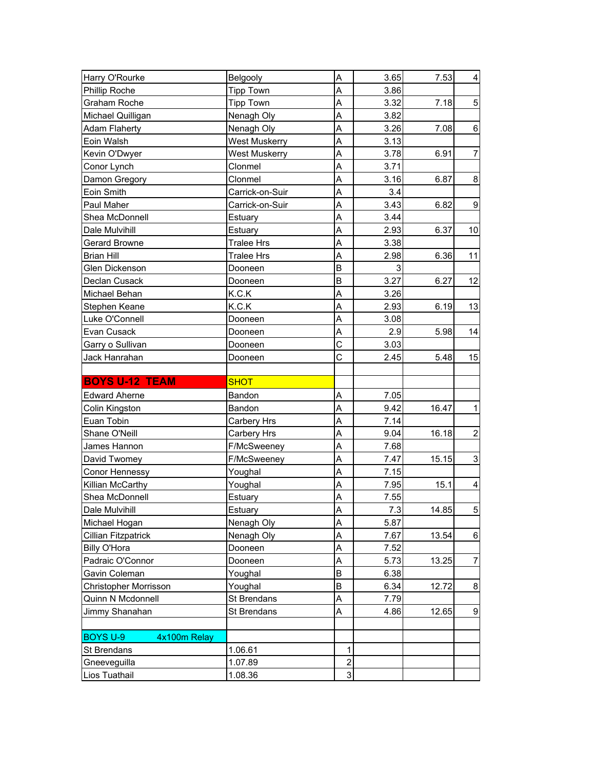| | | | | | |
|---|---|---|---|---|---|
| Harry O'Rourke | Belgooly | A | 3.65 | 7.53 | 4 |
| Phillip Roche | Tipp Town | A | 3.86 | | |
| Graham Roche | Tipp Town | A | 3.32 | 7.18 | 5 |
| Michael Quilligan | Nenagh Oly | A | 3.82 | | |
| Adam Flaherty | Nenagh Oly | A | 3.26 | 7.08 | 6 |
| Eoin Walsh | West Muskerry | A | 3.13 | | |
| Kevin O'Dwyer | West Muskerry | A | 3.78 | 6.91 | 7 |
| Conor Lynch | Clonmel | A | 3.71 | | |
| Damon Gregory | Clonmel | A | 3.16 | 6.87 | 8 |
| Eoin Smith | Carrick-on-Suir | A | 3.4 | | |
| Paul Maher | Carrick-on-Suir | A | 3.43 | 6.82 | 9 |
| Shea McDonnell | Estuary | A | 3.44 | | |
| Dale Mulvihill | Estuary | A | 2.93 | 6.37 | 10 |
| Gerard Browne | Tralee Hrs | A | 3.38 | | |
| Brian Hill | Tralee Hrs | A | 2.98 | 6.36 | 11 |
| Glen Dickenson | Dooneen | B | 3 | | |
| Declan Cusack | Dooneen | B | 3.27 | 6.27 | 12 |
| Michael Behan | K.C.K | A | 3.26 | | |
| Stephen Keane | K.C.K | A | 2.93 | 6.19 | 13 |
| Luke O'Connell | Dooneen | A | 3.08 | | |
| Evan Cusack | Dooneen | A | 2.9 | 5.98 | 14 |
| Garry o Sullivan | Dooneen | C | 3.03 | | |
| Jack Hanrahan | Dooneen | C | 2.45 | 5.48 | 15 |
| | | | | | |
| **BOYS U-12 TEAM** | SHOT | | | | |
| Edward Aherne | Bandon | A | 7.05 | | |
| Colin Kingston | Bandon | A | 9.42 | 16.47 | 1 |
| Euan Tobin | Carbery Hrs | A | 7.14 | | |
| Shane O'Neill | Carbery Hrs | A | 9.04 | 16.18 | 2 |
| James Hannon | F/McSweeney | A | 7.68 | | |
| David Twomey | F/McSweeney | A | 7.47 | 15.15 | 3 |
| Conor Hennessy | Youghal | A | 7.15 | | |
| Killian McCarthy | Youghal | A | 7.95 | 15.1 | 4 |
| Shea McDonnell | Estuary | A | 7.55 | | |
| Dale Mulvihill | Estuary | A | 7.3 | 14.85 | 5 |
| Michael Hogan | Nenagh Oly | A | 5.87 | | |
| Cillian Fitzpatrick | Nenagh Oly | A | 7.67 | 13.54 | 6 |
| Billy O'Hora | Dooneen | A | 7.52 | | |
| Padraic O'Connor | Dooneen | A | 5.73 | 13.25 | 7 |
| Gavin Coleman | Youghal | B | 6.38 | | |
| Christopher Morrisson | Youghal | B | 6.34 | 12.72 | 8 |
| Quinn N Mcdonnell | St Brendans | A | 7.79 | | |
| Jimmy Shanahan | St Brendans | A | 4.86 | 12.65 | 9 |
| | | | | | |
| BOYS U-9 4x100m Relay | | | | | |
| St Brendans | 1.06.61 | 1 | | | |
| Gneeveguilla | 1.07.89 | 2 | | | |
| Lios Tuathail | 1.08.36 | 3 | | | |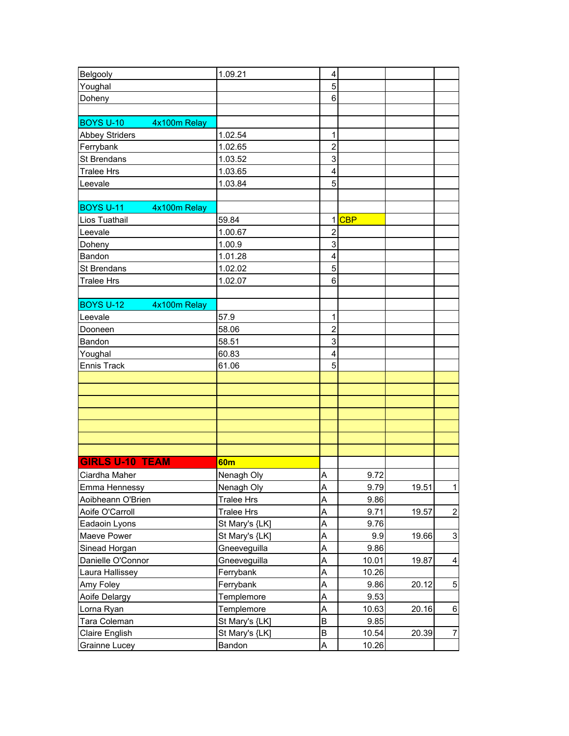| | | | | | |
|---|---|---|---|---|---|
| Belgooly | 1.09.21 | 4 | | | |
| Youghal | | 5 | | | |
| Doheny | | 6 | | | |
| | | | | | |
| BOYS U-10 4x100m Relay | | | | | |
| Abbey Striders | 1.02.54 | 1 | | | |
| Ferrybank | 1.02.65 | 2 | | | |
| St Brendans | 1.03.52 | 3 | | | |
| Tralee Hrs | 1.03.65 | 4 | | | |
| Leevale | 1.03.84 | 5 | | | |
| | | | | | |
| BOYS U-11 4x100m Relay | | | | | |
| Lios Tuathail | 59.84 | 1 | CBP | | |
| Leevale | 1.00.67 | 2 | | | |
| Doheny | 1.00.9 | 3 | | | |
| Bandon | 1.01.28 | 4 | | | |
| St Brendans | 1.02.02 | 5 | | | |
| Tralee Hrs | 1.02.07 | 6 | | | |
| | | | | | |
| BOYS U-12 4x100m Relay | | | | | |
| Leevale | 57.9 | 1 | | | |
| Dooneen | 58.06 | 2 | | | |
| Bandon | 58.51 | 3 | | | |
| Youghal | 60.83 | 4 | | | |
| Ennis Track | 61.06 | 5 | | | |
| | | | | | |
| | | | | | |
| | | | | | |
| | | | | | |
| | | | | | |
| | | | | | |
| | | | | | |
| **GIRLS U-10 TEAM** | **60m** | | | | |
| Ciardha Maher | Nenagh Oly | A | 9.72 | | |
| Emma Hennessy | Nenagh Oly | A | 9.79 | 19.51 | 1 |
| Aoibheann O'Brien | Tralee Hrs | A | 9.86 | | |
| Aoife O'Carroll | Tralee Hrs | A | 9.71 | 19.57 | 2 |
| Eadaoin Lyons | St Mary's {LK] | A | 9.76 | | |
| Maeve Power | St Mary's {LK] | A | 9.9 | 19.66 | 3 |
| Sinead Horgan | Gneeveguilla | A | 9.86 | | |
| Danielle O'Connor | Gneeveguilla | A | 10.01 | 19.87 | 4 |
| Laura Hallissey | Ferrybank | A | 10.26 | | |
| Amy Foley | Ferrybank | A | 9.86 | 20.12 | 5 |
| Aoife Delargy | Templemore | A | 9.53 | | |
| Lorna Ryan | Templemore | A | 10.63 | 20.16 | 6 |
| Tara Coleman | St Mary's {LK] | B | 9.85 | | |
| Claire English | St Mary's {LK] | B | 10.54 | 20.39 | 7 |
| Grainne Lucey | Bandon | A | 10.26 | | |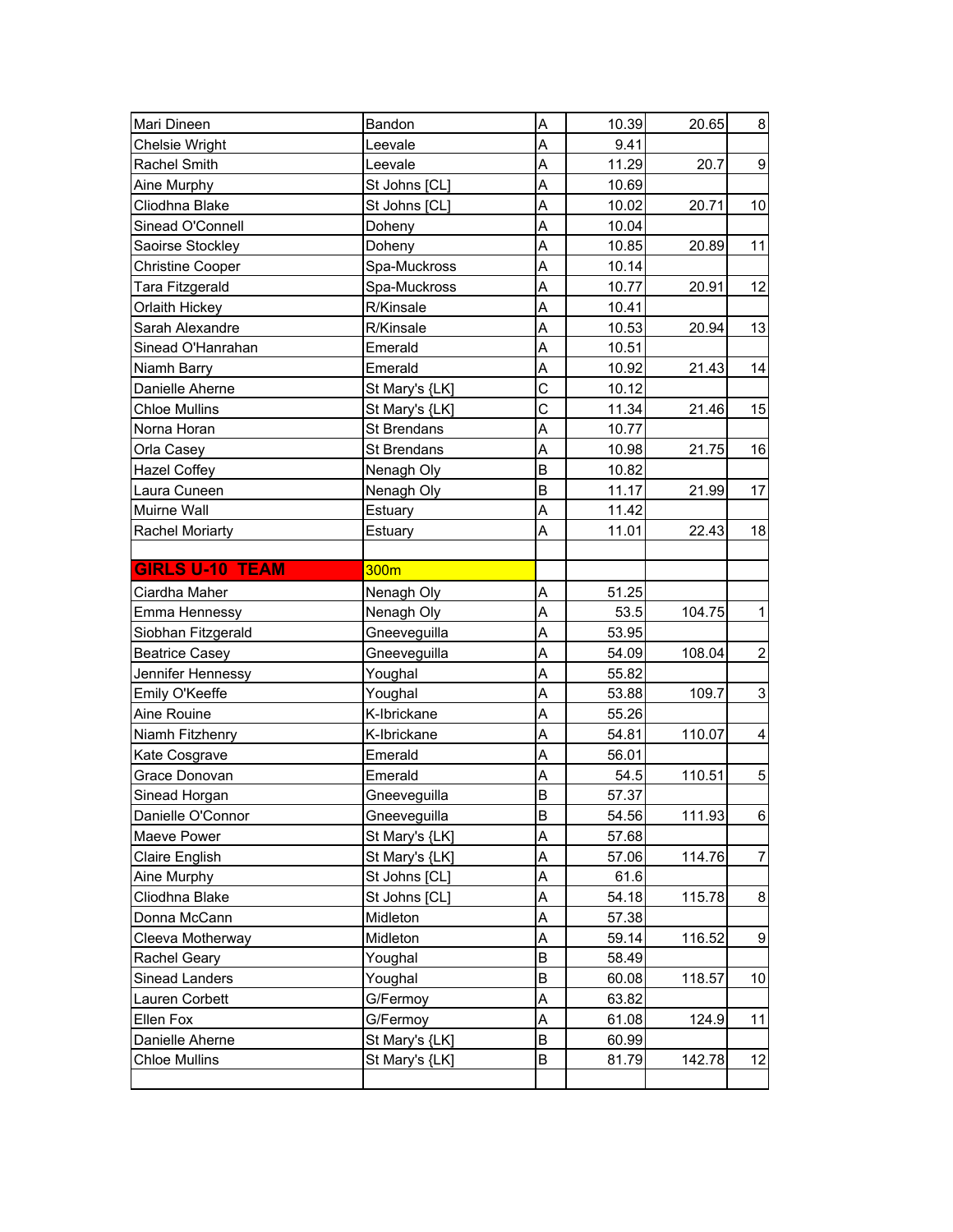| | | | | | |
|---|---|---|---|---|---|
| Mari Dineen | Bandon | A | 10.39 | 20.65 | 8 |
| Chelsie Wright | Leevale | A | 9.41 | | |
| Rachel Smith | Leevale | A | 11.29 | 20.7 | 9 |
| Aine Murphy | St Johns [CL] | A | 10.69 | | |
| Cliodhna Blake | St Johns [CL] | A | 10.02 | 20.71 | 10 |
| Sinead O'Connell | Doheny | A | 10.04 | | |
| Saoirse Stockley | Doheny | A | 10.85 | 20.89 | 11 |
| Christine Cooper | Spa-Muckross | A | 10.14 | | |
| Tara Fitzgerald | Spa-Muckross | A | 10.77 | 20.91 | 12 |
| Orlaith Hickey | R/Kinsale | A | 10.41 | | |
| Sarah Alexandre | R/Kinsale | A | 10.53 | 20.94 | 13 |
| Sinead O'Hanrahan | Emerald | A | 10.51 | | |
| Niamh Barry | Emerald | A | 10.92 | 21.43 | 14 |
| Danielle Aherne | St Mary's {LK] | C | 10.12 | | |
| Chloe Mullins | St Mary's {LK] | C | 11.34 | 21.46 | 15 |
| Norna Horan | St Brendans | A | 10.77 | | |
| Orla Casey | St Brendans | A | 10.98 | 21.75 | 16 |
| Hazel Coffey | Nenagh Oly | B | 10.82 | | |
| Laura Cuneen | Nenagh Oly | B | 11.17 | 21.99 | 17 |
| Muirne Wall | Estuary | A | 11.42 | | |
| Rachel Moriarty | Estuary | A | 11.01 | 22.43 | 18 |
| | | | | | |
| **GIRLS U-10 TEAM** | 300m | | | | |
| Ciardha Maher | Nenagh Oly | A | 51.25 | | |
| Emma Hennessy | Nenagh Oly | A | 53.5 | 104.75 | 1 |
| Siobhan Fitzgerald | Gneeveguilla | A | 53.95 | | |
| Beatrice Casey | Gneeveguilla | A | 54.09 | 108.04 | 2 |
| Jennifer Hennessy | Youghal | A | 55.82 | | |
| Emily O'Keeffe | Youghal | A | 53.88 | 109.7 | 3 |
| Aine Rouine | K-Ibrickane | A | 55.26 | | |
| Niamh Fitzhenry | K-Ibrickane | A | 54.81 | 110.07 | 4 |
| Kate Cosgrave | Emerald | A | 56.01 | | |
| Grace Donovan | Emerald | A | 54.5 | 110.51 | 5 |
| Sinead Horgan | Gneeveguilla | B | 57.37 | | |
| Danielle O'Connor | Gneeveguilla | B | 54.56 | 111.93 | 6 |
| Maeve Power | St Mary's {LK] | A | 57.68 | | |
| Claire English | St Mary's {LK] | A | 57.06 | 114.76 | 7 |
| Aine Murphy | St Johns [CL] | A | 61.6 | | |
| Cliodhna Blake | St Johns [CL] | A | 54.18 | 115.78 | 8 |
| Donna McCann | Midleton | A | 57.38 | | |
| Cleeva Motherway | Midleton | A | 59.14 | 116.52 | 9 |
| Rachel Geary | Youghal | B | 58.49 | | |
| Sinead Landers | Youghal | B | 60.08 | 118.57 | 10 |
| Lauren Corbett | G/Fermoy | A | 63.82 | | |
| Ellen Fox | G/Fermoy | A | 61.08 | 124.9 | 11 |
| Danielle Aherne | St Mary's {LK] | B | 60.99 | | |
| Chloe Mullins | St Mary's {LK] | B | 81.79 | 142.78 | 12 |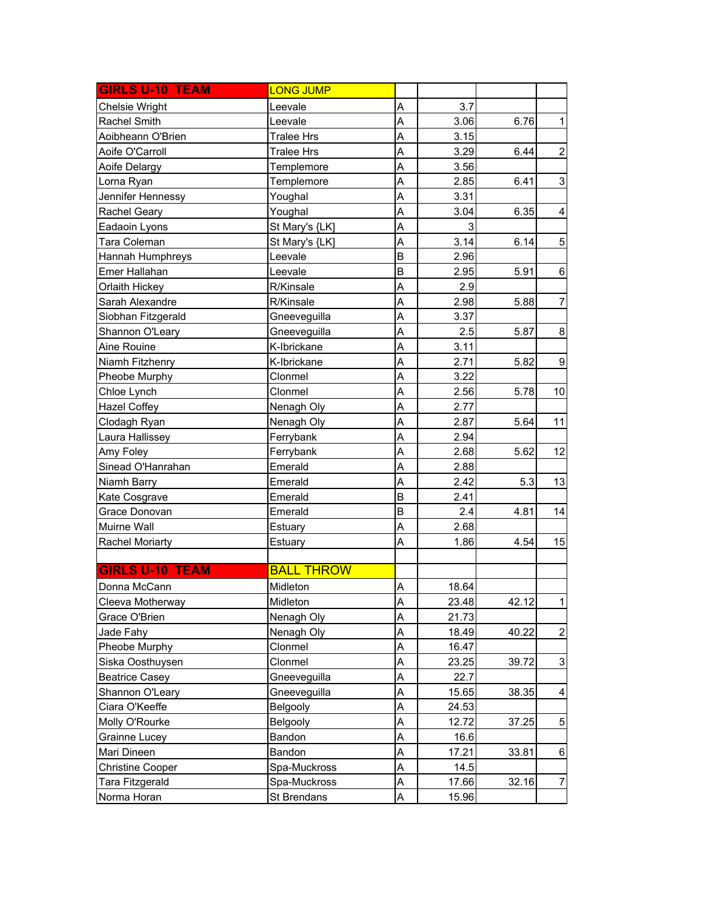| GIRLS U-10 TEAM | LONG JUMP | | | | |
|---|---|---|---|---|---|
| Chelsie Wright | Leevale | A | 3.7 | | |
| Rachel Smith | Leevale | A | 3.06 | 6.76 | 1 |
| Aoibheann O'Brien | Tralee Hrs | A | 3.15 | | |
| Aoife O'Carroll | Tralee Hrs | A | 3.29 | 6.44 | 2 |
| Aoife Delargy | Templemore | A | 3.56 | | |
| Lorna Ryan | Templemore | A | 2.85 | 6.41 | 3 |
| Jennifer Hennessy | Youghal | A | 3.31 | | |
| Rachel Geary | Youghal | A | 3.04 | 6.35 | 4 |
| Eadaoin Lyons | St Mary's {LK] | A | 3 | | |
| Tara Coleman | St Mary's {LK] | A | 3.14 | 6.14 | 5 |
| Hannah Humphreys | Leevale | B | 2.96 | | |
| Emer Hallahan | Leevale | B | 2.95 | 5.91 | 6 |
| Orlaith Hickey | R/Kinsale | A | 2.9 | | |
| Sarah Alexandre | R/Kinsale | A | 2.98 | 5.88 | 7 |
| Siobhan Fitzgerald | Gneeveguilla | A | 3.37 | | |
| Shannon O'Leary | Gneeveguilla | A | 2.5 | 5.87 | 8 |
| Aine Rouine | K-Ibrickane | A | 3.11 | | |
| Niamh Fitzhenry | K-Ibrickane | A | 2.71 | 5.82 | 9 |
| Pheobe Murphy | Clonmel | A | 3.22 | | |
| Chloe Lynch | Clonmel | A | 2.56 | 5.78 | 10 |
| Hazel Coffey | Nenagh Oly | A | 2.77 | | |
| Clodagh Ryan | Nenagh Oly | A | 2.87 | 5.64 | 11 |
| Laura Hallissey | Ferrybank | A | 2.94 | | |
| Amy Foley | Ferrybank | A | 2.68 | 5.62 | 12 |
| Sinead O'Hanrahan | Emerald | A | 2.88 | | |
| Niamh Barry | Emerald | A | 2.42 | 5.3 | 13 |
| Kate Cosgrave | Emerald | B | 2.41 | | |
| Grace Donovan | Emerald | B | 2.4 | 4.81 | 14 |
| Muirne Wall | Estuary | A | 2.68 | | |
| Rachel Moriarty | Estuary | A | 1.86 | 4.54 | 15 |
| | | | | | |
| **GIRLS U-10 TEAM** | **BALL THROW** | | | | |
| Donna McCann | Midleton | A | 18.64 | | |
| Cleeva Motherway | Midleton | A | 23.48 | 42.12 | 1 |
| Grace O'Brien | Nenagh Oly | A | 21.73 | | |
| Jade Fahy | Nenagh Oly | A | 18.49 | 40.22 | 2 |
| Pheobe Murphy | Clonmel | A | 16.47 | | |
| Siska Oosthuysen | Clonmel | A | 23.25 | 39.72 | 3 |
| Beatrice Casey | Gneeveguilla | A | 22.7 | | |
| Shannon O'Leary | Gneeveguilla | A | 15.65 | 38.35 | 4 |
| Ciara O'Keeffe | Belgooly | A | 24.53 | | |
| Molly O'Rourke | Belgooly | A | 12.72 | 37.25 | 5 |
| Grainne Lucey | Bandon | A | 16.6 | | |
| Mari Dineen | Bandon | A | 17.21 | 33.81 | 6 |
| Christine Cooper | Spa-Muckross | A | 14.5 | | |
| Tara Fitzgerald | Spa-Muckross | A | 17.66 | 32.16 | 7 |
| Norma Horan | St Brendans | A | 15.96 | | |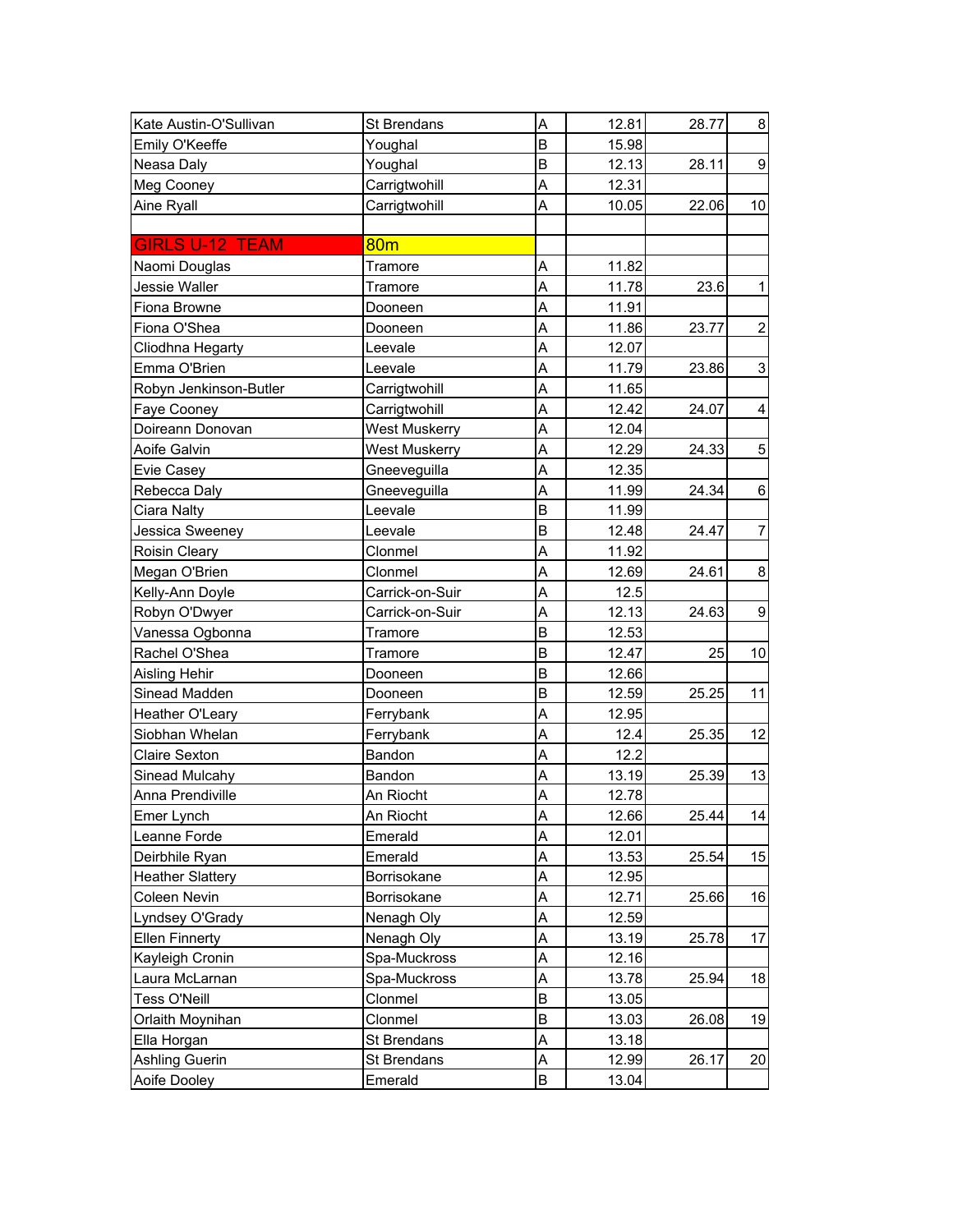| | | | | | |
|---|---|---|---|---|---|
| Kate Austin-O'Sullivan | St Brendans | A | 12.81 | 28.77 | 8 |
| Emily O'Keeffe | Youghal | B | 15.98 | | |
| Neasa Daly | Youghal | B | 12.13 | 28.11 | 9 |
| Meg Cooney | Carrigtwohill | A | 12.31 | | |
| Aine Ryall | Carrigtwohill | A | 10.05 | 22.06 | 10 |
| | | | | | |
| GIRLS U-12 TEAM | 80m | | | | |
| Naomi Douglas | Tramore | A | 11.82 | | |
| Jessie Waller | Tramore | A | 11.78 | 23.6 | 1 |
| Fiona Browne | Dooneen | A | 11.91 | | |
| Fiona O'Shea | Dooneen | A | 11.86 | 23.77 | 2 |
| Cliodhna Hegarty | Leevale | A | 12.07 | | |
| Emma O'Brien | Leevale | A | 11.79 | 23.86 | 3 |
| Robyn Jenkinson-Butler | Carrigtwohill | A | 11.65 | | |
| Faye Cooney | Carrigtwohill | A | 12.42 | 24.07 | 4 |
| Doireann Donovan | West Muskerry | A | 12.04 | | |
| Aoife Galvin | West Muskerry | A | 12.29 | 24.33 | 5 |
| Evie Casey | Gneeveguilla | A | 12.35 | | |
| Rebecca Daly | Gneeveguilla | A | 11.99 | 24.34 | 6 |
| Ciara Nalty | Leevale | B | 11.99 | | |
| Jessica Sweeney | Leevale | B | 12.48 | 24.47 | 7 |
| Roisin Cleary | Clonmel | A | 11.92 | | |
| Megan O'Brien | Clonmel | A | 12.69 | 24.61 | 8 |
| Kelly-Ann Doyle | Carrick-on-Suir | A | 12.5 | | |
| Robyn O'Dwyer | Carrick-on-Suir | A | 12.13 | 24.63 | 9 |
| Vanessa Ogbonna | Tramore | B | 12.53 | | |
| Rachel O'Shea | Tramore | B | 12.47 | 25 | 10 |
| Aisling Hehir | Dooneen | B | 12.66 | | |
| Sinead Madden | Dooneen | B | 12.59 | 25.25 | 11 |
| Heather O'Leary | Ferrybank | A | 12.95 | | |
| Siobhan Whelan | Ferrybank | A | 12.4 | 25.35 | 12 |
| Claire Sexton | Bandon | A | 12.2 | | |
| Sinead Mulcahy | Bandon | A | 13.19 | 25.39 | 13 |
| Anna Prendiville | An Riocht | A | 12.78 | | |
| Emer Lynch | An Riocht | A | 12.66 | 25.44 | 14 |
| Leanne Forde | Emerald | A | 12.01 | | |
| Deirbhile Ryan | Emerald | A | 13.53 | 25.54 | 15 |
| Heather Slattery | Borrisokane | A | 12.95 | | |
| Coleen Nevin | Borrisokane | A | 12.71 | 25.66 | 16 |
| Lyndsey O'Grady | Nenagh Oly | A | 12.59 | | |
| Ellen Finnerty | Nenagh Oly | A | 13.19 | 25.78 | 17 |
| Kayleigh Cronin | Spa-Muckross | A | 12.16 | | |
| Laura McLarnan | Spa-Muckross | A | 13.78 | 25.94 | 18 |
| Tess O'Neill | Clonmel | B | 13.05 | | |
| Orlaith Moynihan | Clonmel | B | 13.03 | 26.08 | 19 |
| Ella Horgan | St Brendans | A | 13.18 | | |
| Ashling Guerin | St Brendans | A | 12.99 | 26.17 | 20 |
| Aoife Dooley | Emerald | B | 13.04 | | |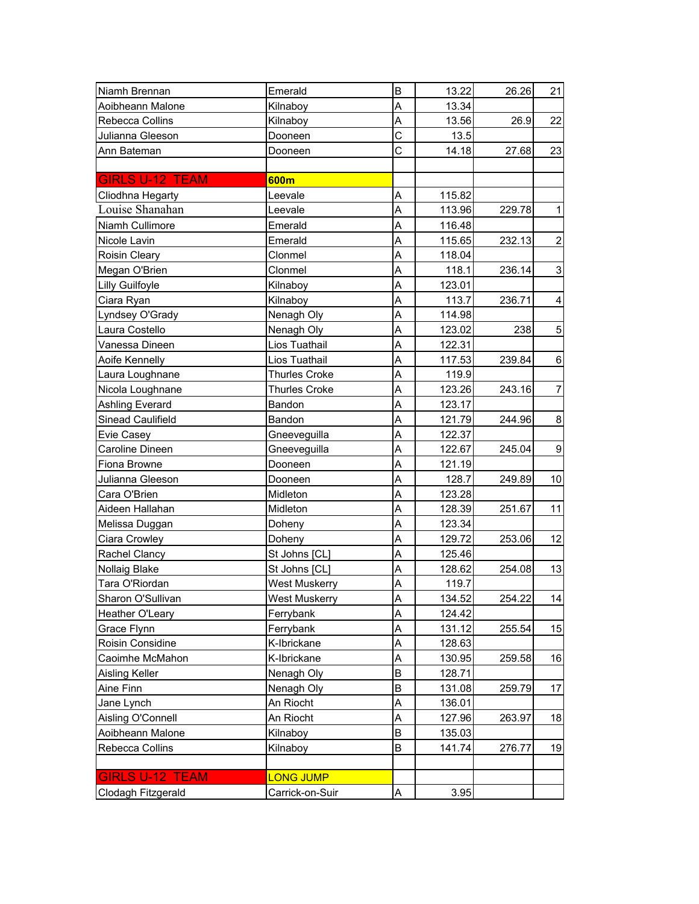| | | | | | |
|---|---|---|---|---|---|
| Niamh Brennan | Emerald | B | 13.22 | 26.26 | 21 |
| Aoibheann Malone | Kilnaboy | A | 13.34 | | |
| Rebecca Collins | Kilnaboy | A | 13.56 | 26.9 | 22 |
| Julianna Gleeson | Dooneen | C | 13.5 | | |
| Ann Bateman | Dooneen | C | 14.18 | 27.68 | 23 |
| | | | | | |
| GIRLS U-12 TEAM | **600m** | | | | |
| Cliodhna Hegarty | Leevale | A | 115.82 | | |
| Louise Shanahan | Leevale | A | 113.96 | 229.78 | 1 |
| Niamh Cullimore | Emerald | A | 116.48 | | |
| Nicole Lavin | Emerald | A | 115.65 | 232.13 | 2 |
| Roisin Cleary | Clonmel | A | 118.04 | | |
| Megan O'Brien | Clonmel | A | 118.1 | 236.14 | 3 |
| Lilly Guilfoyle | Kilnaboy | A | 123.01 | | |
| Ciara Ryan | Kilnaboy | A | 113.7 | 236.71 | 4 |
| Lyndsey O'Grady | Nenagh Oly | A | 114.98 | | |
| Laura Costello | Nenagh Oly | A | 123.02 | 238 | 5 |
| Vanessa Dineen | Lios Tuathail | A | 122.31 | | |
| Aoife Kennelly | Lios Tuathail | A | 117.53 | 239.84 | 6 |
| Laura Loughnane | Thurles Croke | A | 119.9 | | |
| Nicola Loughnane | Thurles Croke | A | 123.26 | 243.16 | 7 |
| Ashling Everard | Bandon | A | 123.17 | | |
| Sinead Caulifield | Bandon | A | 121.79 | 244.96 | 8 |
| Evie Casey | Gneeveguilla | A | 122.37 | | |
| Caroline Dineen | Gneeveguilla | A | 122.67 | 245.04 | 9 |
| Fiona Browne | Dooneen | A | 121.19 | | |
| Julianna Gleeson | Dooneen | A | 128.7 | 249.89 | 10 |
| Cara O'Brien | Midleton | A | 123.28 | | |
| Aideen Hallahan | Midleton | A | 128.39 | 251.67 | 11 |
| Melissa Duggan | Doheny | A | 123.34 | | |
| Ciara Crowley | Doheny | A | 129.72 | 253.06 | 12 |
| Rachel Clancy | St Johns [CL] | A | 125.46 | | |
| Nollaig Blake | St Johns [CL] | A | 128.62 | 254.08 | 13 |
| Tara O'Riordan | West Muskerry | A | 119.7 | | |
| Sharon O'Sullivan | West Muskerry | A | 134.52 | 254.22 | 14 |
| Heather O'Leary | Ferrybank | A | 124.42 | | |
| Grace Flynn | Ferrybank | A | 131.12 | 255.54 | 15 |
| Roisin Considine | K-Ibrickane | A | 128.63 | | |
| Caoimhe McMahon | K-Ibrickane | A | 130.95 | 259.58 | 16 |
| Aisling Keller | Nenagh Oly | B | 128.71 | | |
| Aine Finn | Nenagh Oly | B | 131.08 | 259.79 | 17 |
| Jane Lynch | An Riocht | A | 136.01 | | |
| Aisling O'Connell | An Riocht | A | 127.96 | 263.97 | 18 |
| Aoibheann Malone | Kilnaboy | B | 135.03 | | |
| Rebecca Collins | Kilnaboy | B | 141.74 | 276.77 | 19 |
| | | | | | |
| GIRLS U-12 TEAM | LONG JUMP | | | | |
| Clodagh Fitzgerald | Carrick-on-Suir | A | 3.95 | | |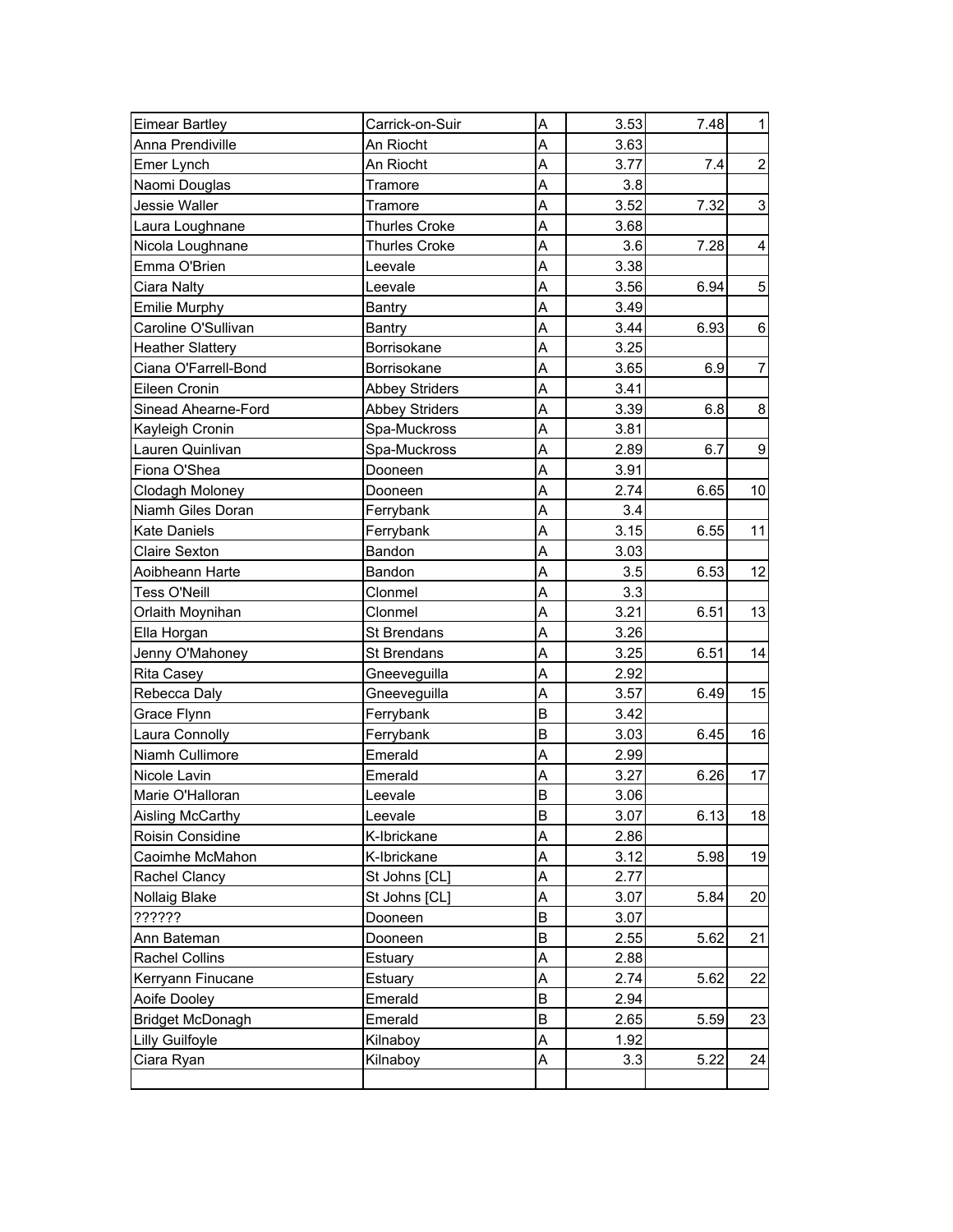| | | | | | |
|---|---|---|---|---|---|
| Eimear Bartley | Carrick-on-Suir | A | 3.53 | 7.48 | 1 |
| Anna Prendiville | An Riocht | A | 3.63 | | |
| Emer Lynch | An Riocht | A | 3.77 | 7.4 | 2 |
| Naomi Douglas | Tramore | A | 3.8 | | |
| Jessie Waller | Tramore | A | 3.52 | 7.32 | 3 |
| Laura Loughnane | Thurles Croke | A | 3.68 | | |
| Nicola Loughnane | Thurles Croke | A | 3.6 | 7.28 | 4 |
| Emma O'Brien | Leevale | A | 3.38 | | |
| Ciara Nalty | Leevale | A | 3.56 | 6.94 | 5 |
| Emilie Murphy | Bantry | A | 3.49 | | |
| Caroline O'Sullivan | Bantry | A | 3.44 | 6.93 | 6 |
| Heather Slattery | Borrisokane | A | 3.25 | | |
| Ciana O'Farrell-Bond | Borrisokane | A | 3.65 | 6.9 | 7 |
| Eileen Cronin | Abbey Striders | A | 3.41 | | |
| Sinead Ahearne-Ford | Abbey Striders | A | 3.39 | 6.8 | 8 |
| Kayleigh Cronin | Spa-Muckross | A | 3.81 | | |
| Lauren Quinlivan | Spa-Muckross | A | 2.89 | 6.7 | 9 |
| Fiona O'Shea | Dooneen | A | 3.91 | | |
| Clodagh Moloney | Dooneen | A | 2.74 | 6.65 | 10 |
| Niamh Giles Doran | Ferrybank | A | 3.4 | | |
| Kate Daniels | Ferrybank | A | 3.15 | 6.55 | 11 |
| Claire Sexton | Bandon | A | 3.03 | | |
| Aoibheann Harte | Bandon | A | 3.5 | 6.53 | 12 |
| Tess O'Neill | Clonmel | A | 3.3 | | |
| Orlaith Moynihan | Clonmel | A | 3.21 | 6.51 | 13 |
| Ella Horgan | St Brendans | A | 3.26 | | |
| Jenny O'Mahoney | St Brendans | A | 3.25 | 6.51 | 14 |
| Rita Casey | Gneeveguilla | A | 2.92 | | |
| Rebecca Daly | Gneeveguilla | A | 3.57 | 6.49 | 15 |
| Grace Flynn | Ferrybank | B | 3.42 | | |
| Laura Connolly | Ferrybank | B | 3.03 | 6.45 | 16 |
| Niamh Cullimore | Emerald | A | 2.99 | | |
| Nicole Lavin | Emerald | A | 3.27 | 6.26 | 17 |
| Marie O'Halloran | Leevale | B | 3.06 | | |
| Aisling McCarthy | Leevale | B | 3.07 | 6.13 | 18 |
| Roisin Considine | K-Ibrickane | A | 2.86 | | |
| Caoimhe McMahon | K-Ibrickane | A | 3.12 | 5.98 | 19 |
| Rachel Clancy | St Johns [CL] | A | 2.77 | | |
| Nollaig Blake | St Johns [CL] | A | 3.07 | 5.84 | 20 |
| ?????? | Dooneen | B | 3.07 | | |
| Ann Bateman | Dooneen | B | 2.55 | 5.62 | 21 |
| Rachel Collins | Estuary | A | 2.88 | | |
| Kerryann Finucane | Estuary | A | 2.74 | 5.62 | 22 |
| Aoife Dooley | Emerald | B | 2.94 | | |
| Bridget McDonagh | Emerald | B | 2.65 | 5.59 | 23 |
| Lilly Guilfoyle | Kilnaboy | A | 1.92 | | |
| Ciara Ryan | Kilnaboy | A | 3.3 | 5.22 | 24 |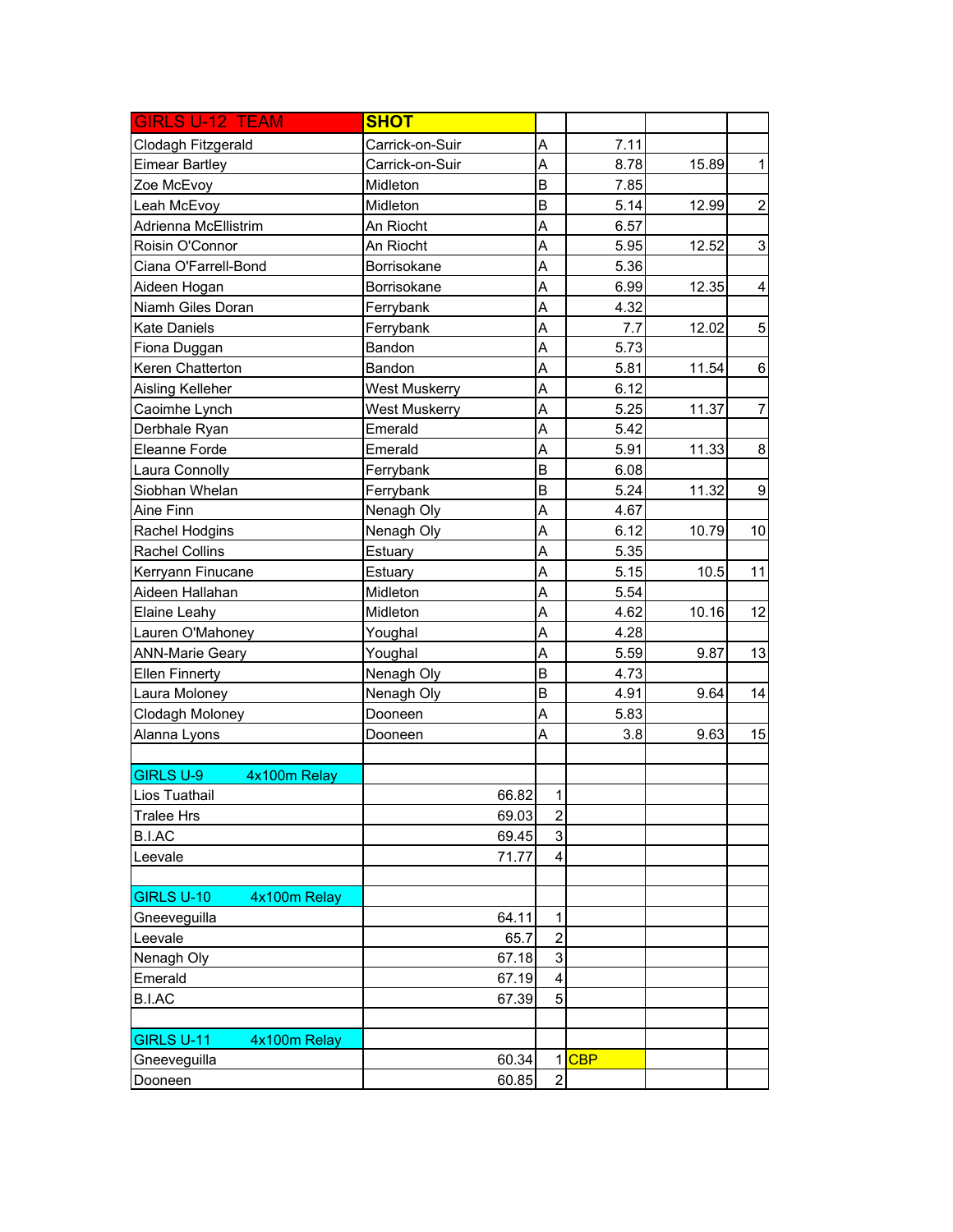| GIRLS U-12 TEAM | SHOT | | | | |
|---|---|---|---|---|---|
| Clodagh Fitzgerald | Carrick-on-Suir | A | 7.11 | | |
| Eimear Bartley | Carrick-on-Suir | A | 8.78 | 15.89 | 1 |
| Zoe McEvoy | Midleton | B | 7.85 | | |
| Leah McEvoy | Midleton | B | 5.14 | 12.99 | 2 |
| Adrienna McEllistrim | An Riocht | A | 6.57 | | |
| Roisin O'Connor | An Riocht | A | 5.95 | 12.52 | 3 |
| Ciana O'Farrell-Bond | Borrisokane | A | 5.36 | | |
| Aideen Hogan | Borrisokane | A | 6.99 | 12.35 | 4 |
| Niamh Giles Doran | Ferrybank | A | 4.32 | | |
| Kate Daniels | Ferrybank | A | 7.7 | 12.02 | 5 |
| Fiona Duggan | Bandon | A | 5.73 | | |
| Keren Chatterton | Bandon | A | 5.81 | 11.54 | 6 |
| Aisling Kelleher | West Muskerry | A | 6.12 | | |
| Caoimhe Lynch | West Muskerry | A | 5.25 | 11.37 | 7 |
| Derbhale Ryan | Emerald | A | 5.42 | | |
| Eleanne Forde | Emerald | A | 5.91 | 11.33 | 8 |
| Laura Connolly | Ferrybank | B | 6.08 | | |
| Siobhan Whelan | Ferrybank | B | 5.24 | 11.32 | 9 |
| Aine Finn | Nenagh Oly | A | 4.67 | | |
| Rachel Hodgins | Nenagh Oly | A | 6.12 | 10.79 | 10 |
| Rachel Collins | Estuary | A | 5.35 | | |
| Kerryann Finucane | Estuary | A | 5.15 | 10.5 | 11 |
| Aideen Hallahan | Midleton | A | 5.54 | | |
| Elaine Leahy | Midleton | A | 4.62 | 10.16 | 12 |
| Lauren O'Mahoney | Youghal | A | 4.28 | | |
| ANN-Marie Geary | Youghal | A | 5.59 | 9.87 | 13 |
| Ellen Finnerty | Nenagh Oly | B | 4.73 | | |
| Laura Moloney | Nenagh Oly | B | 4.91 | 9.64 | 14 |
| Clodagh Moloney | Dooneen | A | 5.83 | | |
| Alanna Lyons | Dooneen | A | 3.8 | 9.63 | 15 |
| | | | | | |
| GIRLS U-9 4x100m Relay | | | | | |
| Lios Tuathail | 66.82 | 1 | | | |
| Tralee Hrs | 69.03 | 2 | | | |
| B.I.AC | 69.45 | 3 | | | |
| Leevale | 71.77 | 4 | | | |
| | | | | | |
| GIRLS U-10 4x100m Relay | | | | | |
| Gneeveguilla | 64.11 | 1 | | | |
| Leevale | 65.7 | 2 | | | |
| Nenagh Oly | 67.18 | 3 | | | |
| Emerald | 67.19 | 4 | | | |
| B.I.AC | 67.39 | 5 | | | |
| | | | | | |
| GIRLS U-11 4x100m Relay | | | | | |
| Gneeveguilla | 60.34 | 1 | CBP | | |
| Dooneen | 60.85 | 2 | | | |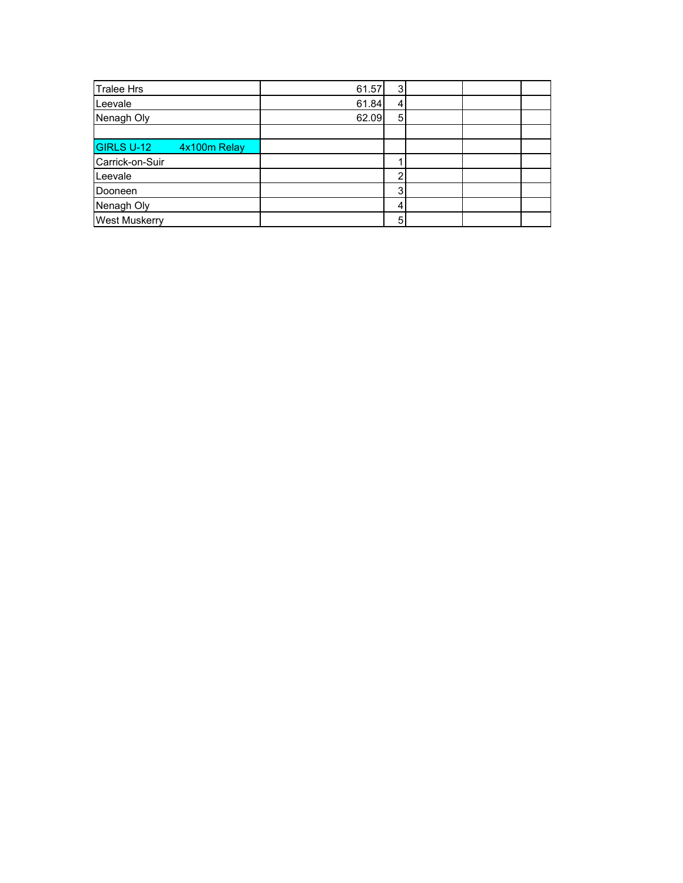| | | | | | |
|---|---|---|---|---|---|
| Tralee Hrs | 61.57 | 3 | | | |
| Leevale | 61.84 | 4 | | | |
| Nenagh Oly | 62.09 | 5 | | | |
| | | | | | |
| GIRLS U-12 4x100m Relay | | | | | |
| Carrick-on-Suir | | 1 | | | |
| Leevale | | 2 | | | |
| Dooneen | | 3 | | | |
| Nenagh Oly | | 4 | | | |
| West Muskerry | | 5 | | | |